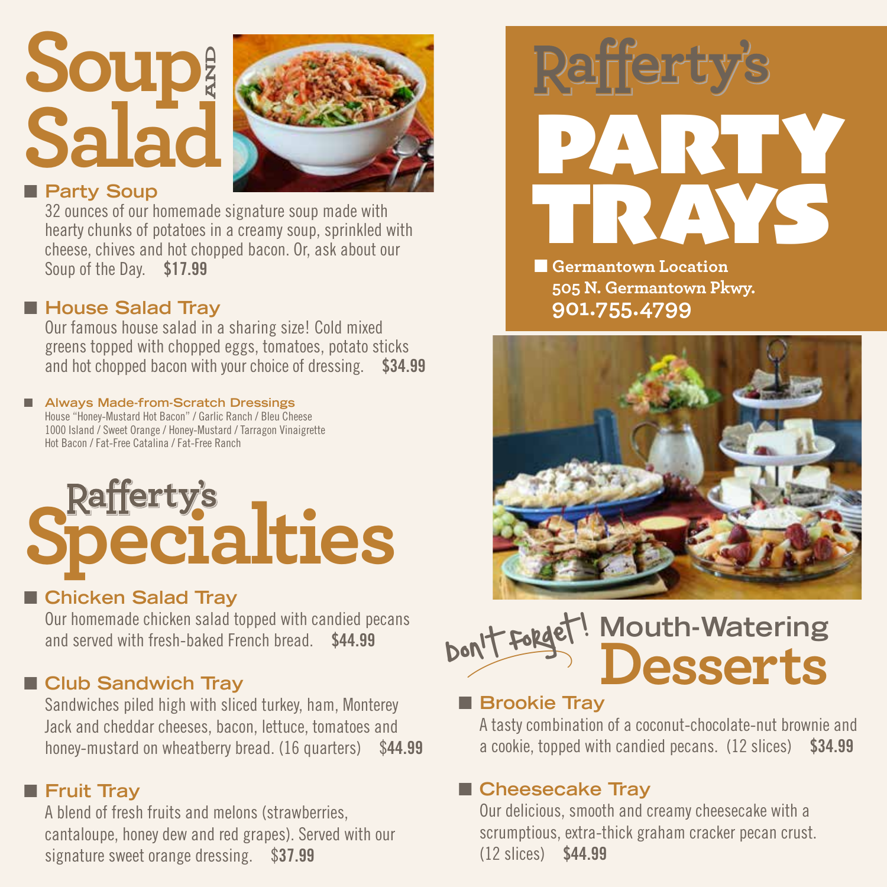# Soup AND Salad

## Party Soup

32 ounces of our homemade signature soup made with hearty chunks of potatoes in a creamy soup, sprinkled with cheese, chives and hot chopped bacon. Or, ask about our Soup of the Day. **$17.99**

## House Salad Tray

Our famous house salad in a sharing size! Cold mixed greens topped with chopped eggs, tomatoes, potato sticks and hot chopped bacon with your choice of dressing. **$34.99**

### Always Made-from-Scratch Dressings

House "Honey-Mustard Hot Bacon" / Garlic Ranch / Bleu Cheese
1000 Island / Sweet Orange / Honey-Mustard / Tarragon Vinaigrette
Hot Bacon / Fat-Free Catalina / Fat-Free Ranch

# Rafferty's Specialties

## Chicken Salad Tray

Our homemade chicken salad topped with candied pecans and served with fresh-baked French bread. **$44.99**

## Club Sandwich Tray

Sandwiches piled high with sliced turkey, ham, Monterey Jack and cheddar cheeses, bacon, lettuce, tomatoes and honey-mustard on wheatberry bread. (16 quarters) **$44.99**

## Fruit Tray

A blend of fresh fruits and melons (strawberries, cantaloupe, honey dew and red grapes). Served with our signature sweet orange dressing. **$37.99**

# Rafferty's PARTY TRAYS

**Germantown Location**
**505 N. Germantown Pkwy.**
**901.755.4799**

# Don't Forget! Mouth-Watering Desserts

## Brookie Tray

A tasty combination of a coconut-chocolate-nut brownie and a cookie, topped with candied pecans. (12 slices) **$34.99**

## Cheesecake Tray

Our delicious, smooth and creamy cheesecake with a scrumptious, extra-thick graham cracker pecan crust. (12 slices) **$44.99**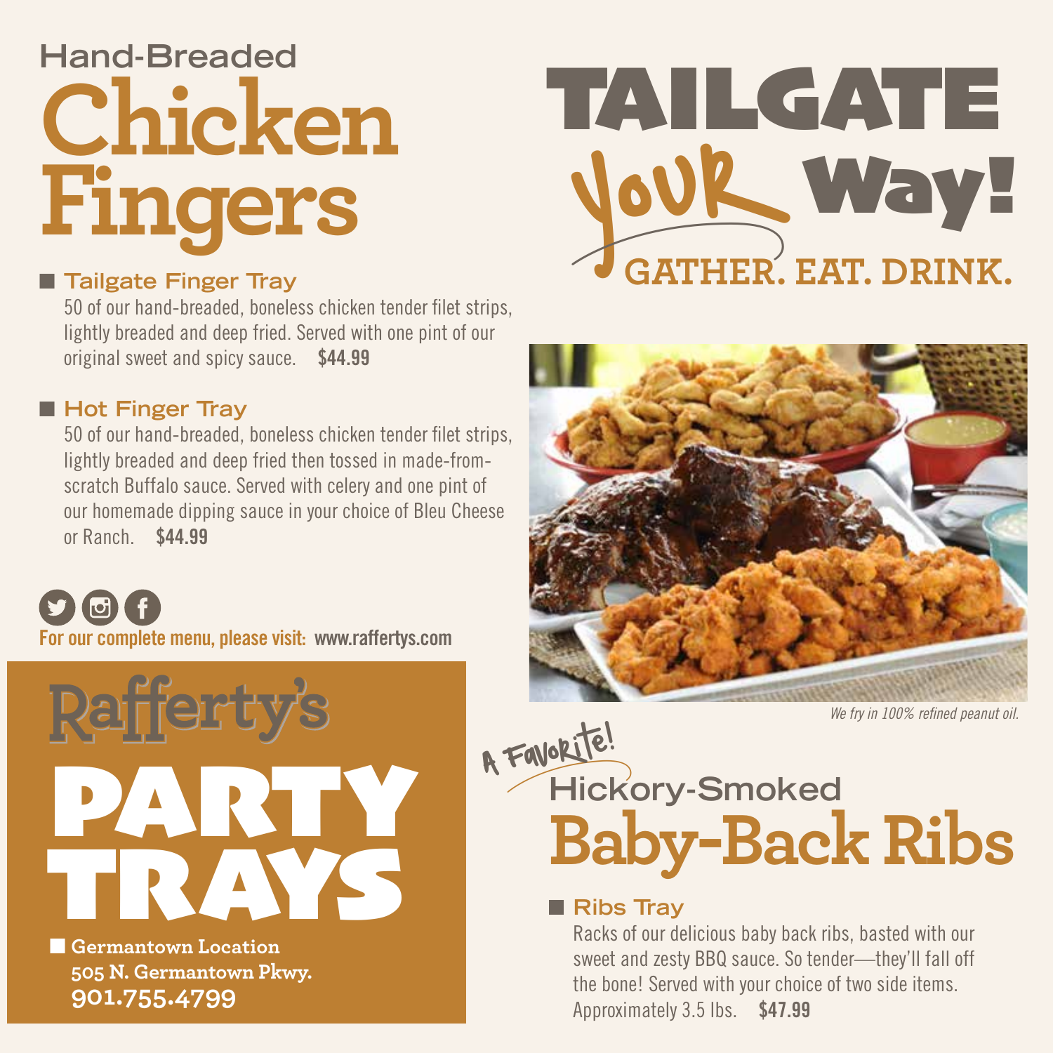## Hand-Breaded

# Chicken Fingers

### Tailgate Finger Tray

50 of our hand-breaded, boneless chicken tender filet strips, lightly breaded and deep fried. Served with one pint of our original sweet and spicy sauce. **$44.99**

### Hot Finger Tray

50 of our hand-breaded, boneless chicken tender filet strips, lightly breaded and deep fried then tossed in made-from-scratch Buffalo sauce. Served with celery and one pint of our homemade dipping sauce in your choice of Bleu Cheese or Ranch. **$44.99**

For our complete menu, please visit: **www.raffertys.com**

# Rafferty's

# PARTY TRAYS

**Germantown Location**
**505 N. Germantown Pkwy.**
**901.755.4799**

# TAILGATE Your Way!

## GATHER. EAT. DRINK.

*We fry in 100% refined peanut oil.*

A Favorite!

## Hickory-Smoked

# Baby-Back Ribs

### Ribs Tray

Racks of our delicious baby back ribs, basted with our sweet and zesty BBQ sauce. So tender—they'll fall off the bone! Served with your choice of two side items. Approximately 3.5 lbs. **$47.99**